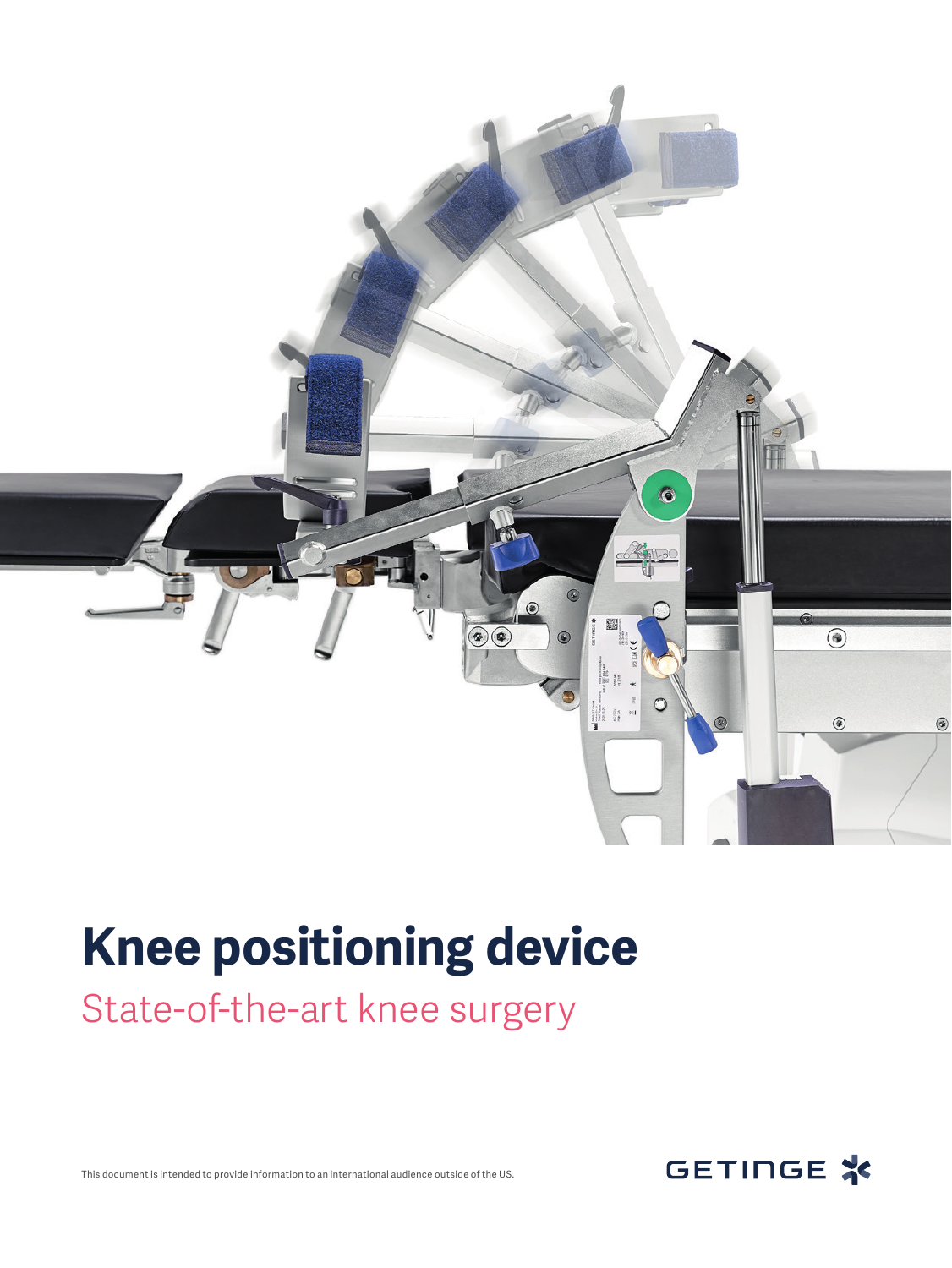# Knee positioning device

State-of-the-art knee surgery

This document is intended to provide information to an international audience outside of the US.

GETINGE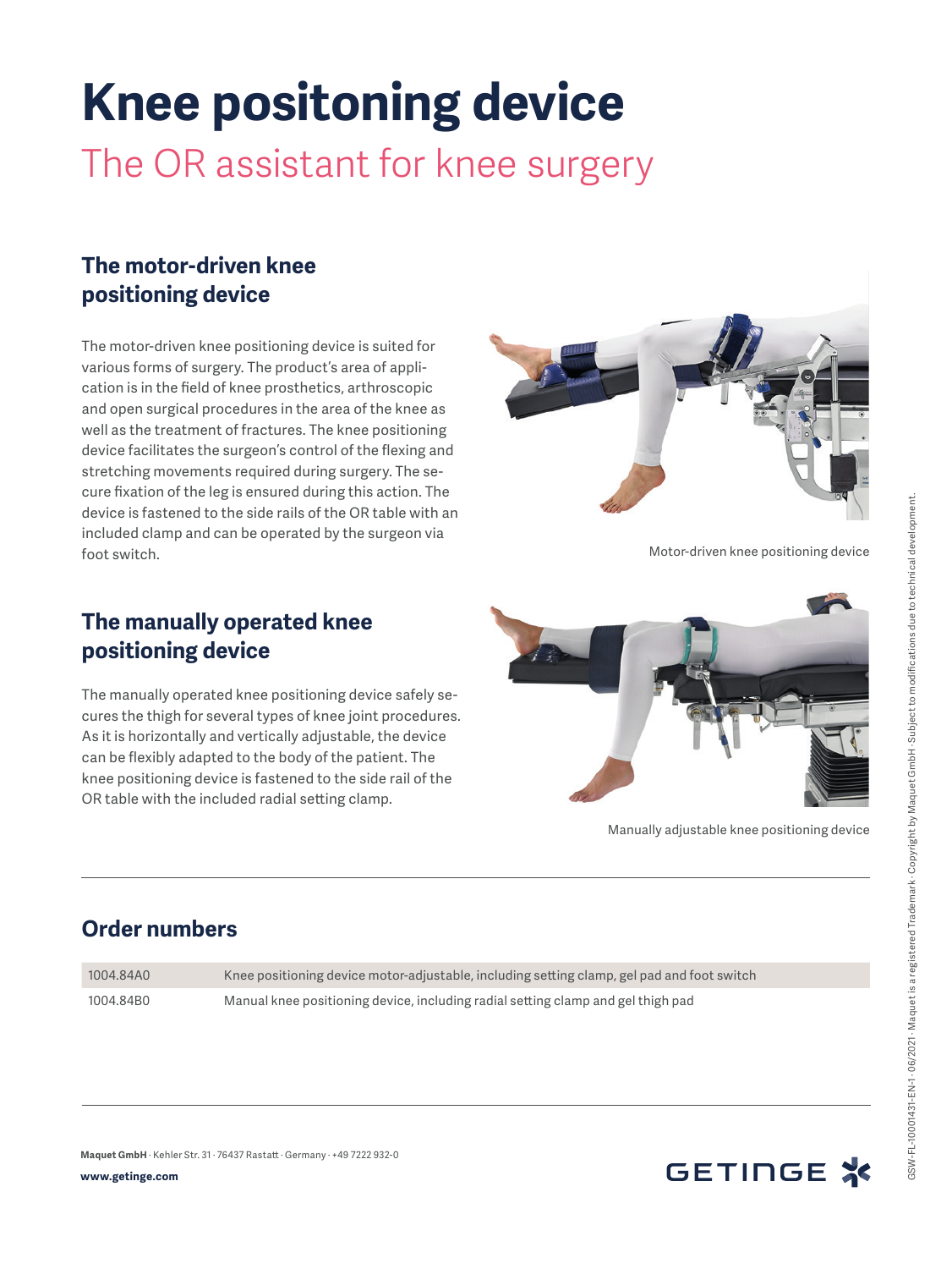# Knee positoning device

## The OR assistant for knee surgery

### The motor-driven knee positioning device

The motor-driven knee positioning device is suited for various forms of surgery. The product's area of application is in the field of knee prosthetics, arthroscopic and open surgical procedures in the area of the knee as well as the treatment of fractures. The knee positioning device facilitates the surgeon's control of the flexing and stretching movements required during surgery. The secure fixation of the leg is ensured during this action. The device is fastened to the side rails of the OR table with an included clamp and can be operated by the surgeon via foot switch.

Motor-driven knee positioning device

### The manually operated knee positioning device

The manually operated knee positioning device safely secures the thigh for several types of knee joint procedures. As it is horizontally and vertically adjustable, the device can be flexibly adapted to the body of the patient. The knee positioning device is fastened to the side rail of the OR table with the included radial setting clamp.

Manually adjustable knee positioning device

### Order numbers

| | |
|---|---|
| 1004.84A0 | Knee positioning device motor-adjustable, including setting clamp, gel pad and foot switch |
| 1004.84B0 | Manual knee positioning device, including radial setting clamp and gel thigh pad |

**Maquet GmbH** · Kehler Str. 31 · 76437 Rastatt · Germany · +49 7222 932-0

**www.getinge.com**

GETINGE

GSW-FL-10001431-EN-1 · 06/2021 · Maquet is a registered Trademark · Copyright by Maquet GmbH · Subject to modifications due to technical development.